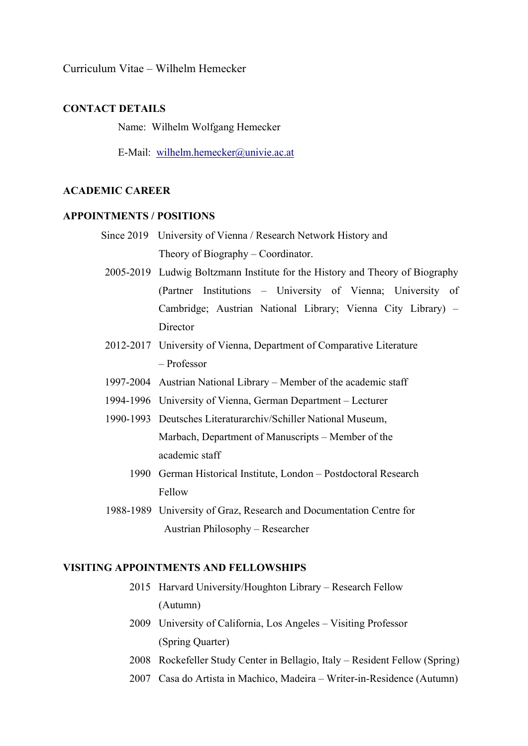Curriculum Vitae – Wilhelm Hemecker

## CONTACT DETAILS

Name: Wilhelm Wolfgang Hemecker

E-Mail: wilhelm.hemecker@univie.ac.at

## ACADEMIC CAREER

## APPOINTMENTS / POSITIONS

- Since 2019 University of Vienna / Research Network History and Theory of Biography – Coordinator.
- 2005-2019 Ludwig Boltzmann Institute for the History and Theory of Biography (Partner Institutions – University of Vienna; University of Cambridge; Austrian National Library; Vienna City Library) – Director
- 2012-2017 University of Vienna, Department of Comparative Literature – Professor
- 1997-2004 Austrian National Library – Member of the academic staff
- 1994-1996 University of Vienna, German Department – Lecturer
- 1990-1993 Deutsches Literaturarchiv/Schiller National Museum, Marbach, Department of Manuscripts – Member of the academic staff
- 1990 German Historical Institute, London – Postdoctoral Research Fellow
- 1988-1989 University of Graz, Research and Documentation Centre for Austrian Philosophy – Researcher

## VISITING APPOINTMENTS AND FELLOWSHIPS

- 2015 Harvard University/Houghton Library – Research Fellow (Autumn)
- 2009 University of California, Los Angeles – Visiting Professor (Spring Quarter)
- 2008 Rockefeller Study Center in Bellagio, Italy – Resident Fellow (Spring)
- 2007 Casa do Artista in Machico, Madeira – Writer-in-Residence (Autumn)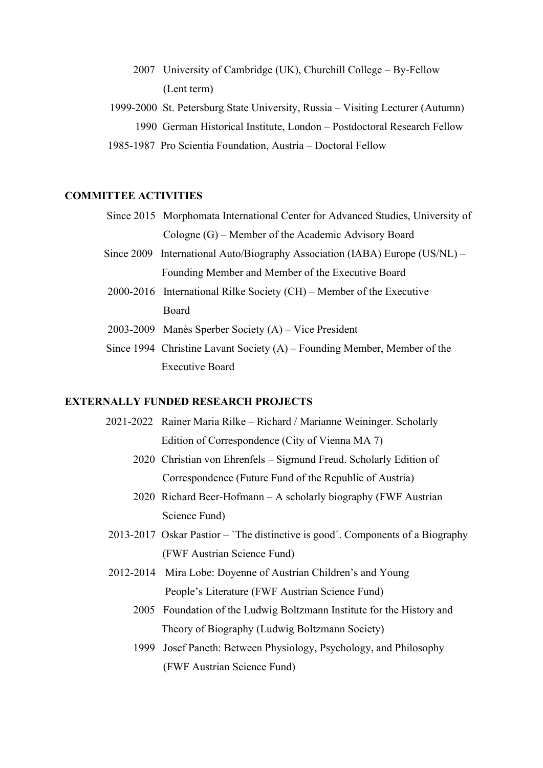2007 University of Cambridge (UK), Churchill College – By-Fellow (Lent term)

1999-2000 St. Petersburg State University, Russia – Visiting Lecturer (Autumn)

1990 German Historical Institute, London – Postdoctoral Research Fellow

1985-1987 Pro Scientia Foundation, Austria – Doctoral Fellow

## COMMITTEE ACTIVITIES

Since 2015 Morphomata International Center for Advanced Studies, University of Cologne (G) – Member of the Academic Advisory Board

Since 2009 International Auto/Biography Association (IABA) Europe (US/NL) – Founding Member and Member of the Executive Board

2000-2016 International Rilke Society (CH) – Member of the Executive Board

2003-2009 Manès Sperber Society (A) – Vice President

Since 1994 Christine Lavant Society (A) – Founding Member, Member of the Executive Board

## EXTERNALLY FUNDED RESEARCH PROJECTS

2021-2022 Rainer Maria Rilke – Richard / Marianne Weininger. Scholarly Edition of Correspondence (City of Vienna MA 7)

2020 Christian von Ehrenfels – Sigmund Freud. Scholarly Edition of Correspondence (Future Fund of the Republic of Austria)

2020 Richard Beer-Hofmann – A scholarly biography (FWF Austrian Science Fund)

2013-2017 Oskar Pastior – `The distinctive is good´. Components of a Biography (FWF Austrian Science Fund)

2012-2014 Mira Lobe: Doyenne of Austrian Children's and Young People's Literature (FWF Austrian Science Fund)

2005 Foundation of the Ludwig Boltzmann Institute for the History and Theory of Biography (Ludwig Boltzmann Society)

1999 Josef Paneth: Between Physiology, Psychology, and Philosophy (FWF Austrian Science Fund)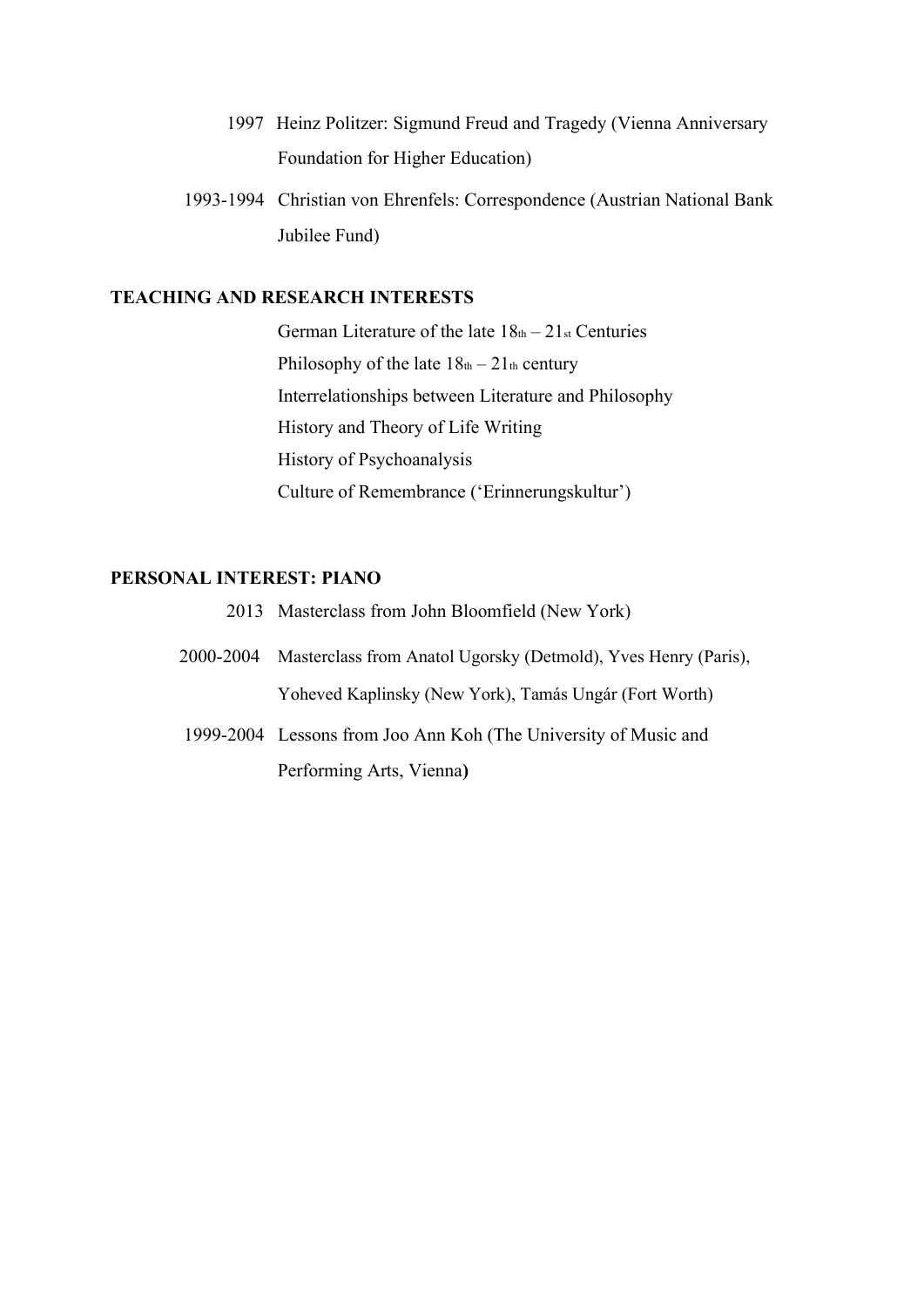1997 Heinz Politzer: Sigmund Freud and Tragedy (Vienna Anniversary Foundation for Higher Education)

1993-1994 Christian von Ehrenfels: Correspondence (Austrian National Bank Jubilee Fund)

## TEACHING AND RESEARCH INTERESTS

German Literature of the late 18th – 21st Centuries

Philosophy of the late 18th – 21th century

Interrelationships between Literature and Philosophy

History and Theory of Life Writing

History of Psychoanalysis

Culture of Remembrance ('Erinnerungskultur')

## PERSONAL INTEREST: PIANO

2013 Masterclass from John Bloomfield (New York)

2000-2004 Masterclass from Anatol Ugorsky (Detmold), Yves Henry (Paris), Yoheved Kaplinsky (New York), Tamás Ungár (Fort Worth)

1999-2004 Lessons from Joo Ann Koh (The University of Music and Performing Arts, Vienna)